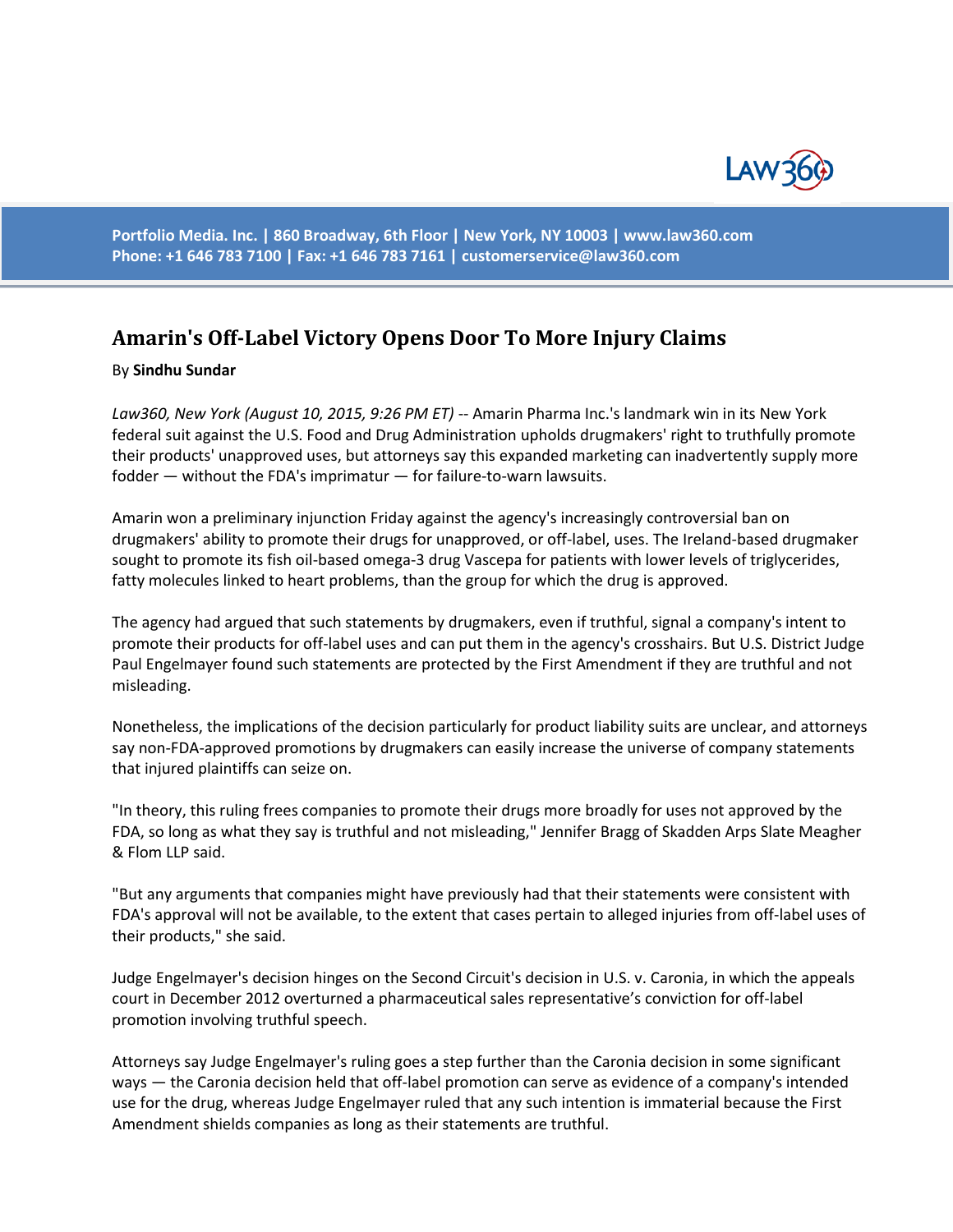# Amarin's Off-Label Victory Opens Door To More Injury Claims

By **Sindhu Sundar**

*Law360, New York (August 10, 2015, 9:26 PM ET)* -- Amarin Pharma Inc.'s landmark win in its New York federal suit against the U.S. Food and Drug Administration upholds drugmakers' right to truthfully promote their products' unapproved uses, but attorneys say this expanded marketing can inadvertently supply more fodder — without the FDA's imprimatur — for failure-to-warn lawsuits.

Amarin won a preliminary injunction Friday against the agency's increasingly controversial ban on drugmakers' ability to promote their drugs for unapproved, or off-label, uses. The Ireland-based drugmaker sought to promote its fish oil-based omega-3 drug Vascepa for patients with lower levels of triglycerides, fatty molecules linked to heart problems, than the group for which the drug is approved.

The agency had argued that such statements by drugmakers, even if truthful, signal a company's intent to promote their products for off-label uses and can put them in the agency's crosshairs. But U.S. District Judge Paul Engelmayer found such statements are protected by the First Amendment if they are truthful and not misleading.

Nonetheless, the implications of the decision particularly for product liability suits are unclear, and attorneys say non-FDA-approved promotions by drugmakers can easily increase the universe of company statements that injured plaintiffs can seize on.

"In theory, this ruling frees companies to promote their drugs more broadly for uses not approved by the FDA, so long as what they say is truthful and not misleading," Jennifer Bragg of Skadden Arps Slate Meagher & Flom LLP said.

"But any arguments that companies might have previously had that their statements were consistent with FDA's approval will not be available, to the extent that cases pertain to alleged injuries from off-label uses of their products," she said.

Judge Engelmayer's decision hinges on the Second Circuit's decision in U.S. v. Caronia, in which the appeals court in December 2012 overturned a pharmaceutical sales representative's conviction for off-label promotion involving truthful speech.

Attorneys say Judge Engelmayer's ruling goes a step further than the Caronia decision in some significant ways — the Caronia decision held that off-label promotion can serve as evidence of a company's intended use for the drug, whereas Judge Engelmayer ruled that any such intention is immaterial because the First Amendment shields companies as long as their statements are truthful.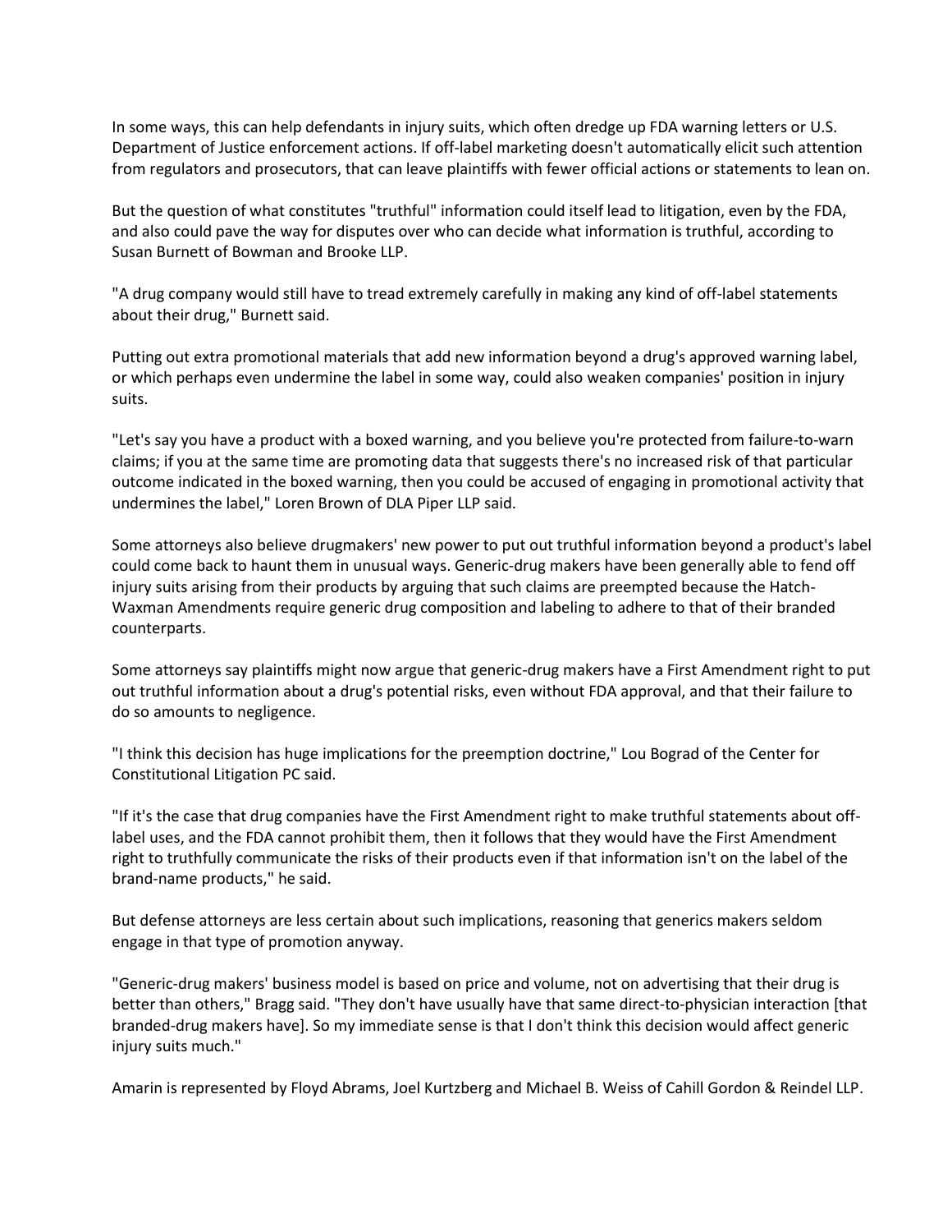In some ways, this can help defendants in injury suits, which often dredge up FDA warning letters or U.S. Department of Justice enforcement actions. If off-label marketing doesn't automatically elicit such attention from regulators and prosecutors, that can leave plaintiffs with fewer official actions or statements to lean on.

But the question of what constitutes "truthful" information could itself lead to litigation, even by the FDA, and also could pave the way for disputes over who can decide what information is truthful, according to Susan Burnett of Bowman and Brooke LLP.

"A drug company would still have to tread extremely carefully in making any kind of off-label statements about their drug," Burnett said.

Putting out extra promotional materials that add new information beyond a drug's approved warning label, or which perhaps even undermine the label in some way, could also weaken companies' position in injury suits.

"Let's say you have a product with a boxed warning, and you believe you're protected from failure-to-warn claims; if you at the same time are promoting data that suggests there's no increased risk of that particular outcome indicated in the boxed warning, then you could be accused of engaging in promotional activity that undermines the label," Loren Brown of DLA Piper LLP said.

Some attorneys also believe drugmakers' new power to put out truthful information beyond a product's label could come back to haunt them in unusual ways. Generic-drug makers have been generally able to fend off injury suits arising from their products by arguing that such claims are preempted because the Hatch-Waxman Amendments require generic drug composition and labeling to adhere to that of their branded counterparts.

Some attorneys say plaintiffs might now argue that generic-drug makers have a First Amendment right to put out truthful information about a drug's potential risks, even without FDA approval, and that their failure to do so amounts to negligence.

"I think this decision has huge implications for the preemption doctrine," Lou Bograd of the Center for Constitutional Litigation PC said.

"If it's the case that drug companies have the First Amendment right to make truthful statements about off-label uses, and the FDA cannot prohibit them, then it follows that they would have the First Amendment right to truthfully communicate the risks of their products even if that information isn't on the label of the brand-name products," he said.

But defense attorneys are less certain about such implications, reasoning that generics makers seldom engage in that type of promotion anyway.

"Generic-drug makers' business model is based on price and volume, not on advertising that their drug is better than others," Bragg said. "They don't have usually have that same direct-to-physician interaction [that branded-drug makers have]. So my immediate sense is that I don't think this decision would affect generic injury suits much."

Amarin is represented by Floyd Abrams, Joel Kurtzberg and Michael B. Weiss of Cahill Gordon & Reindel LLP.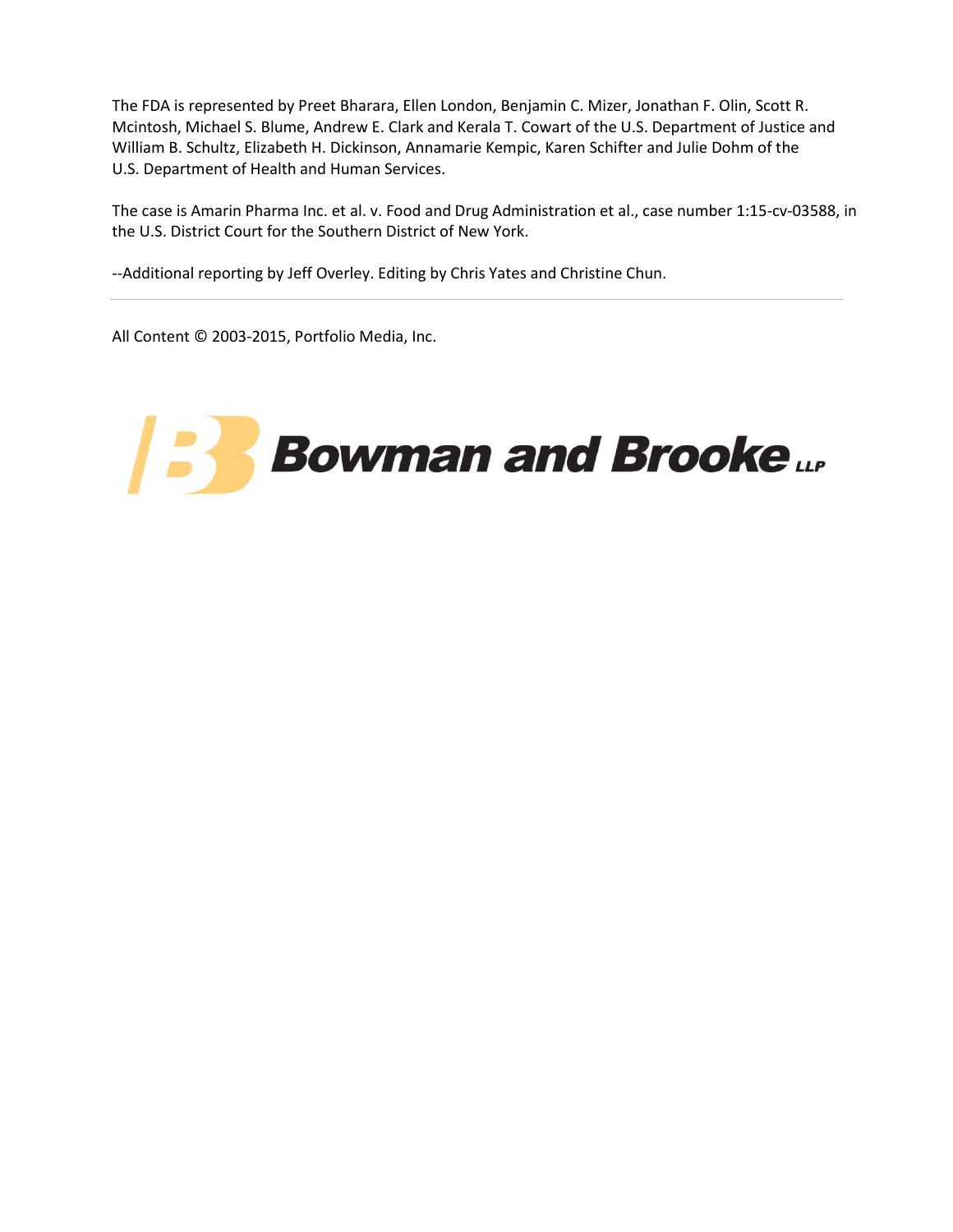The FDA is represented by Preet Bharara, Ellen London, Benjamin C. Mizer, Jonathan F. Olin, Scott R. Mcintosh, Michael S. Blume, Andrew E. Clark and Kerala T. Cowart of the U.S. Department of Justice and William B. Schultz, Elizabeth H. Dickinson, Annamarie Kempic, Karen Schifter and Julie Dohm of the U.S. Department of Health and Human Services.

The case is Amarin Pharma Inc. et al. v. Food and Drug Administration et al., case number 1:15-cv-03588, in the U.S. District Court for the Southern District of New York.

--Additional reporting by Jeff Overley. Editing by Chris Yates and Christine Chun.

---

All Content © 2003-2015, Portfolio Media, Inc.

Bowman and Brooke LLP